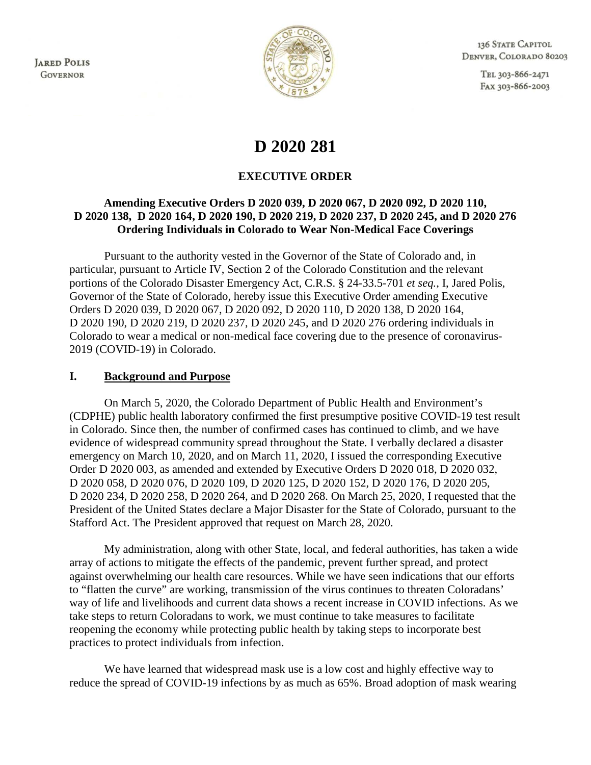JARED POLIS
GOVERNOR

136 STATE CAPITOL
DENVER, COLORADO 80203

TEL 303-866-2471
FAX 303-866-2003

# D 2020 281

## EXECUTIVE ORDER

**Amending Executive Orders D 2020 039, D 2020 067, D 2020 092, D 2020 110, D 2020 138, D 2020 164, D 2020 190, D 2020 219, D 2020 237, D 2020 245, and D 2020 276 Ordering Individuals in Colorado to Wear Non-Medical Face Coverings**

Pursuant to the authority vested in the Governor of the State of Colorado and, in particular, pursuant to Article IV, Section 2 of the Colorado Constitution and the relevant portions of the Colorado Disaster Emergency Act, C.R.S. § 24-33.5-701 *et seq.*, I, Jared Polis, Governor of the State of Colorado, hereby issue this Executive Order amending Executive Orders D 2020 039, D 2020 067, D 2020 092, D 2020 110, D 2020 138, D 2020 164, D 2020 190, D 2020 219, D 2020 237, D 2020 245, and D 2020 276 ordering individuals in Colorado to wear a medical or non-medical face covering due to the presence of coronavirus-2019 (COVID-19) in Colorado.

## I. Background and Purpose

On March 5, 2020, the Colorado Department of Public Health and Environment's (CDPHE) public health laboratory confirmed the first presumptive positive COVID-19 test result in Colorado. Since then, the number of confirmed cases has continued to climb, and we have evidence of widespread community spread throughout the State. I verbally declared a disaster emergency on March 10, 2020, and on March 11, 2020, I issued the corresponding Executive Order D 2020 003, as amended and extended by Executive Orders D 2020 018, D 2020 032, D 2020 058, D 2020 076, D 2020 109, D 2020 125, D 2020 152, D 2020 176, D 2020 205, D 2020 234, D 2020 258, D 2020 264, and D 2020 268. On March 25, 2020, I requested that the President of the United States declare a Major Disaster for the State of Colorado, pursuant to the Stafford Act. The President approved that request on March 28, 2020.

My administration, along with other State, local, and federal authorities, has taken a wide array of actions to mitigate the effects of the pandemic, prevent further spread, and protect against overwhelming our health care resources. While we have seen indications that our efforts to "flatten the curve" are working, transmission of the virus continues to threaten Coloradans' way of life and livelihoods and current data shows a recent increase in COVID infections. As we take steps to return Coloradans to work, we must continue to take measures to facilitate reopening the economy while protecting public health by taking steps to incorporate best practices to protect individuals from infection.

We have learned that widespread mask use is a low cost and highly effective way to reduce the spread of COVID-19 infections by as much as 65%. Broad adoption of mask wearing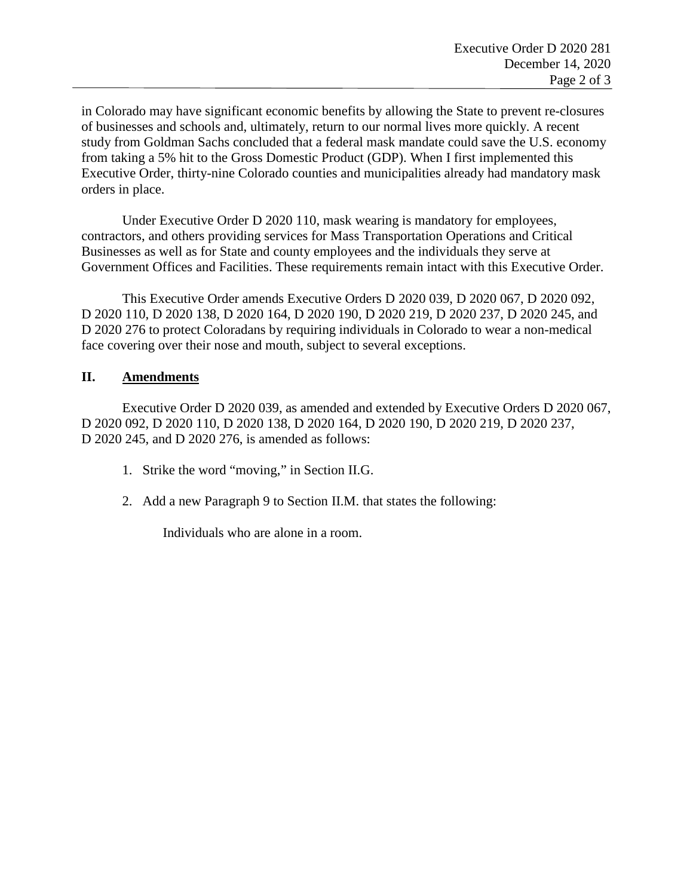in Colorado may have significant economic benefits by allowing the State to prevent re-closures of businesses and schools and, ultimately, return to our normal lives more quickly. A recent study from Goldman Sachs concluded that a federal mask mandate could save the U.S. economy from taking a 5% hit to the Gross Domestic Product (GDP). When I first implemented this Executive Order, thirty-nine Colorado counties and municipalities already had mandatory mask orders in place.

Under Executive Order D 2020 110, mask wearing is mandatory for employees, contractors, and others providing services for Mass Transportation Operations and Critical Businesses as well as for State and county employees and the individuals they serve at Government Offices and Facilities. These requirements remain intact with this Executive Order.

This Executive Order amends Executive Orders D 2020 039, D 2020 067, D 2020 092, D 2020 110, D 2020 138, D 2020 164, D 2020 190, D 2020 219, D 2020 237, D 2020 245, and D 2020 276 to protect Coloradans by requiring individuals in Colorado to wear a non-medical face covering over their nose and mouth, subject to several exceptions.

## II. Amendments

Executive Order D 2020 039, as amended and extended by Executive Orders D 2020 067, D 2020 092, D 2020 110, D 2020 138, D 2020 164, D 2020 190, D 2020 219, D 2020 237, D 2020 245, and D 2020 276, is amended as follows:

1. Strike the word "moving," in Section II.G.

2. Add a new Paragraph 9 to Section II.M. that states the following:

   Individuals who are alone in a room.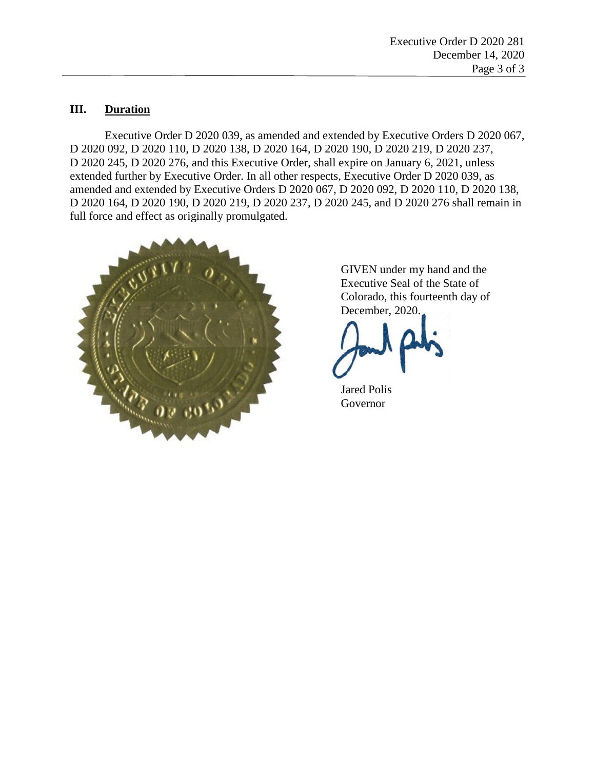## III. Duration

Executive Order D 2020 039, as amended and extended by Executive Orders D 2020 067, D 2020 092, D 2020 110, D 2020 138, D 2020 164, D 2020 190, D 2020 219, D 2020 237, D 2020 245, D 2020 276, and this Executive Order, shall expire on January 6, 2021, unless extended further by Executive Order. In all other respects, Executive Order D 2020 039, as amended and extended by Executive Orders D 2020 067, D 2020 092, D 2020 110, D 2020 138, D 2020 164, D 2020 190, D 2020 219, D 2020 237, D 2020 245, and D 2020 276 shall remain in full force and effect as originally promulgated.

GIVEN under my hand and the Executive Seal of the State of Colorado, this fourteenth day of December, 2020.

Jared Polis
Governor